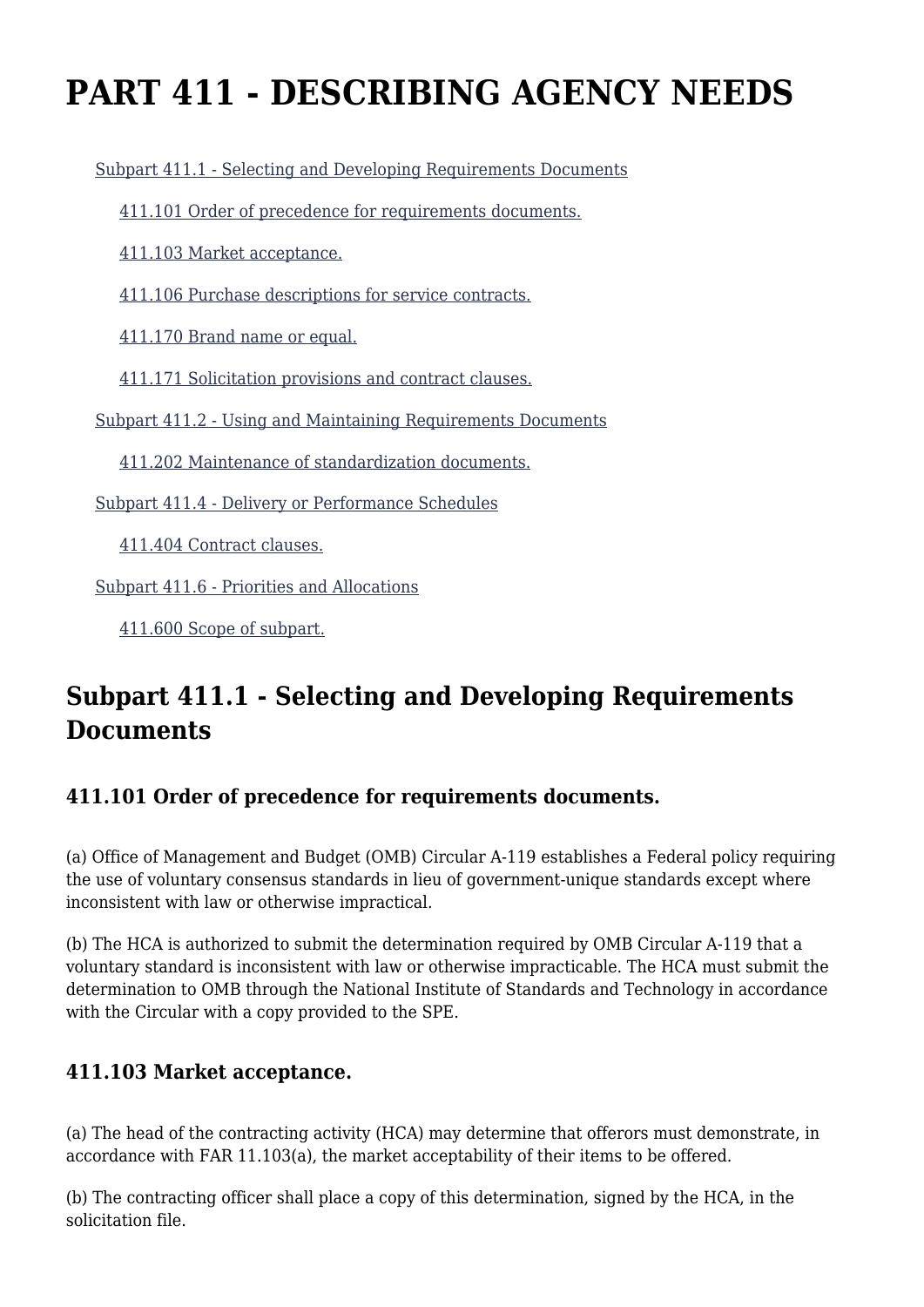# PART 411 - DESCRIBING AGENCY NEEDS

- Subpart 411.1 - Selecting and Developing Requirements Documents
  - 411.101 Order of precedence for requirements documents.
  - 411.103 Market acceptance.
  - 411.106 Purchase descriptions for service contracts.
  - 411.170 Brand name or equal.
  - 411.171 Solicitation provisions and contract clauses.
- Subpart 411.2 - Using and Maintaining Requirements Documents
  - 411.202 Maintenance of standardization documents.
- Subpart 411.4 - Delivery or Performance Schedules
  - 411.404 Contract clauses.
- Subpart 411.6 - Priorities and Allocations
  - 411.600 Scope of subpart.

## Subpart 411.1 - Selecting and Developing Requirements Documents

### 411.101 Order of precedence for requirements documents.

(a) Office of Management and Budget (OMB) Circular A-119 establishes a Federal policy requiring the use of voluntary consensus standards in lieu of government-unique standards except where inconsistent with law or otherwise impractical.

(b) The HCA is authorized to submit the determination required by OMB Circular A-119 that a voluntary standard is inconsistent with law or otherwise impracticable. The HCA must submit the determination to OMB through the National Institute of Standards and Technology in accordance with the Circular with a copy provided to the SPE.

### 411.103 Market acceptance.

(a) The head of the contracting activity (HCA) may determine that offerors must demonstrate, in accordance with FAR 11.103(a), the market acceptability of their items to be offered.

(b) The contracting officer shall place a copy of this determination, signed by the HCA, in the solicitation file.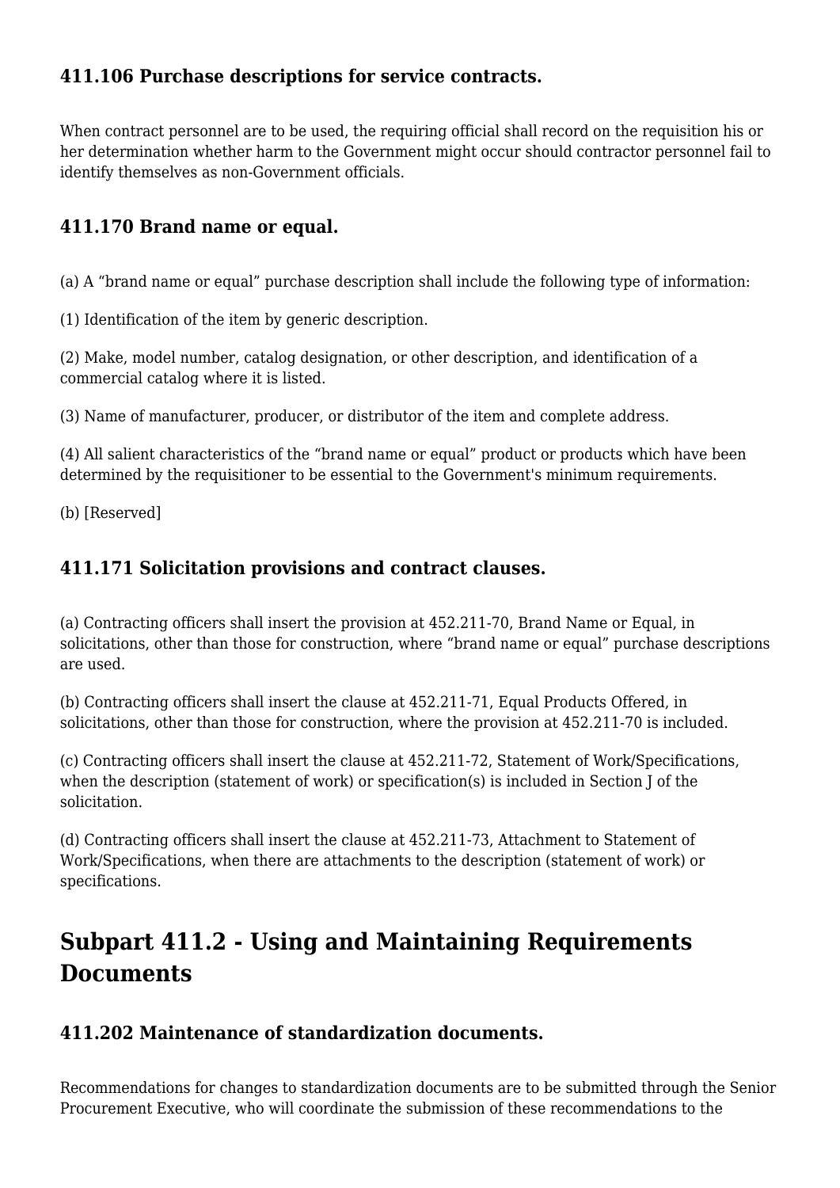### 411.106 Purchase descriptions for service contracts.

When contract personnel are to be used, the requiring official shall record on the requisition his or her determination whether harm to the Government might occur should contractor personnel fail to identify themselves as non-Government officials.

### 411.170 Brand name or equal.

(a) A "brand name or equal" purchase description shall include the following type of information:

(1) Identification of the item by generic description.

(2) Make, model number, catalog designation, or other description, and identification of a commercial catalog where it is listed.

(3) Name of manufacturer, producer, or distributor of the item and complete address.

(4) All salient characteristics of the "brand name or equal" product or products which have been determined by the requisitioner to be essential to the Government's minimum requirements.

(b) [Reserved]

### 411.171 Solicitation provisions and contract clauses.

(a) Contracting officers shall insert the provision at 452.211-70, Brand Name or Equal, in solicitations, other than those for construction, where "brand name or equal" purchase descriptions are used.

(b) Contracting officers shall insert the clause at 452.211-71, Equal Products Offered, in solicitations, other than those for construction, where the provision at 452.211-70 is included.

(c) Contracting officers shall insert the clause at 452.211-72, Statement of Work/Specifications, when the description (statement of work) or specification(s) is included in Section J of the solicitation.

(d) Contracting officers shall insert the clause at 452.211-73, Attachment to Statement of Work/Specifications, when there are attachments to the description (statement of work) or specifications.

## Subpart 411.2 - Using and Maintaining Requirements Documents

### 411.202 Maintenance of standardization documents.

Recommendations for changes to standardization documents are to be submitted through the Senior Procurement Executive, who will coordinate the submission of these recommendations to the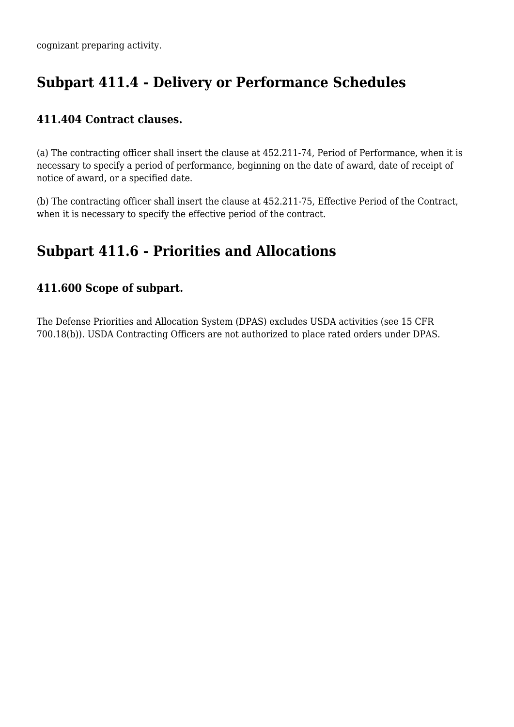cognizant preparing activity.

## Subpart 411.4 - Delivery or Performance Schedules

### 411.404 Contract clauses.

(a) The contracting officer shall insert the clause at 452.211-74, Period of Performance, when it is necessary to specify a period of performance, beginning on the date of award, date of receipt of notice of award, or a specified date.

(b) The contracting officer shall insert the clause at 452.211-75, Effective Period of the Contract, when it is necessary to specify the effective period of the contract.

## Subpart 411.6 - Priorities and Allocations

### 411.600 Scope of subpart.

The Defense Priorities and Allocation System (DPAS) excludes USDA activities (see 15 CFR 700.18(b)). USDA Contracting Officers are not authorized to place rated orders under DPAS.